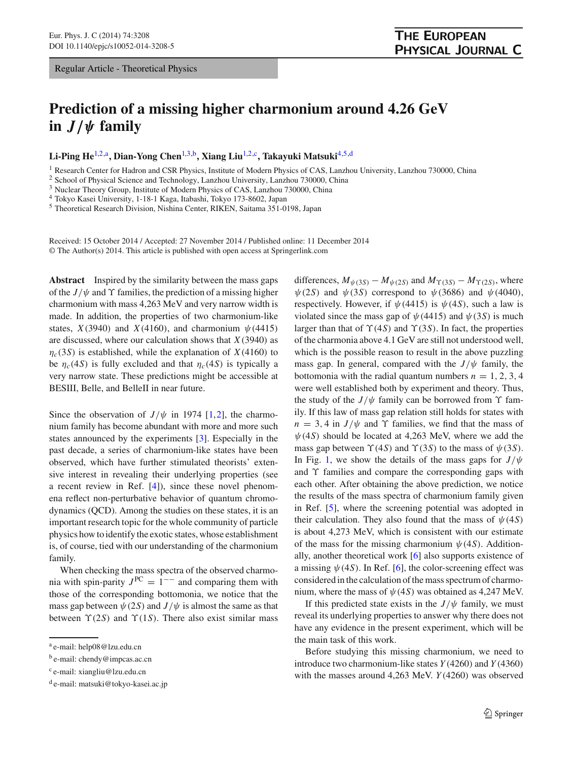Regular Article - Theoretical Physics

# Prediction of a missing higher charmonium around 4.26 GeV in $J/\psi$ family

**Li-Ping He**[1,2,a], **Dian-Yong Chen**[1,3,b], **Xiang Liu**[1,2,c], **Takayuki Matsuki**[4,5,d]

[1] Research Center for Hadron and CSR Physics, Institute of Modern Physics of CAS, Lanzhou University, Lanzhou 730000, China
[2] School of Physical Science and Technology, Lanzhou University, Lanzhou 730000, China
[3] Nuclear Theory Group, Institute of Modern Physics of CAS, Lanzhou 730000, China
[4] Tokyo Kasei University, 1-18-1 Kaga, Itabashi, Tokyo 173-8602, Japan
[5] Theoretical Research Division, Nishina Center, RIKEN, Saitama 351-0198, Japan

Received: 15 October 2014 / Accepted: 27 November 2014 / Published online: 11 December 2014
© The Author(s) 2014. This article is published with open access at Springerlink.com

**Abstract** Inspired by the similarity between the mass gaps of the $J/\psi$ and $\Upsilon$ families, the prediction of a missing higher charmonium with mass 4,263 MeV and very narrow width is made. In addition, the properties of two charmonium-like states, $X(3940)$ and $X(4160)$, and charmonium $\psi(4415)$ are discussed, where our calculation shows that $X(3940)$ as $\eta_c(3S)$ is established, while the explanation of $X(4160)$ to be $\eta_c(4S)$ is fully excluded and that $\eta_c(4S)$ is typically a very narrow state. These predictions might be accessible at BESIII, Belle, and BelleII in near future.

Since the observation of $J/\psi$ in 1974 [1,2], the charmonium family has become abundant with more and more such states announced by the experiments [3]. Especially in the past decade, a series of charmonium-like states have been observed, which have further stimulated theorists' extensive interest in revealing their underlying properties (see a recent review in Ref. [4]), since these novel phenomena reflect non-perturbative behavior of quantum chromodynamics (QCD). Among the studies on these states, it is an important research topic for the whole community of particle physics how to identify the exotic states, whose establishment is, of course, tied with our understanding of the charmonium family.

When checking the mass spectra of the observed charmonia with spin-parity $J^{PC} = 1^{--}$ and comparing them with those of the corresponding bottomonia, we notice that the mass gap between $\psi(2S)$ and $J/\psi$ is almost the same as that between $\Upsilon(2S)$ and $\Upsilon(1S)$. There also exist similar mass differences, $M_{\psi(3S)} - M_{\psi(2S)}$ and $M_{\Upsilon(3S)} - M_{\Upsilon(2S)}$, where $\psi(2S)$ and $\psi(3S)$ correspond to $\psi(3686)$ and $\psi(4040)$, respectively. However, if $\psi(4415)$ is $\psi(4S)$, such a law is violated since the mass gap of $\psi(4415)$ and $\psi(3S)$ is much larger than that of $\Upsilon(4S)$ and $\Upsilon(3S)$. In fact, the properties of the charmonia above 4.1 GeV are still not understood well, which is the possible reason to result in the above puzzling mass gap. In general, compared with the $J/\psi$ family, the bottomonia with the radial quantum numbers $n = 1, 2, 3, 4$ were well established both by experiment and theory. Thus, the study of the $J/\psi$ family can be borrowed from $\Upsilon$ family. If this law of mass gap relation still holds for states with $n = 3, 4$ in $J/\psi$ and $\Upsilon$ families, we find that the mass of $\psi(4S)$ should be located at 4,263 MeV, where we add the mass gap between $\Upsilon(4S)$ and $\Upsilon(3S)$ to the mass of $\psi(3S)$. In Fig. 1, we show the details of the mass gaps for $J/\psi$ and $\Upsilon$ families and compare the corresponding gaps with each other. After obtaining the above prediction, we notice the results of the mass spectra of charmonium family given in Ref. [5], where the screening potential was adopted in their calculation. They also found that the mass of $\psi(4S)$ is about 4,273 MeV, which is consistent with our estimate of the mass for the missing charmonium $\psi(4S)$. Additionally, another theoretical work [6] also supports existence of a missing $\psi(4S)$. In Ref. [6], the color-screening effect was considered in the calculation of the mass spectrum of charmonium, where the mass of $\psi(4S)$ was obtained as 4,247 MeV.

If this predicted state exists in the $J/\psi$ family, we must reveal its underlying properties to answer why there does not have any evidence in the present experiment, which will be the main task of this work.

Before studying this missing charmonium, we need to introduce two charmonium-like states $Y(4260)$ and $Y(4360)$ with the masses around 4,263 MeV. $Y(4260)$ was observed

---

[a] e-mail: help08@lzu.edu.cn
[b] e-mail: chendy@impcas.ac.cn
[c] e-mail: xiangliu@lzu.edu.cn
[d] e-mail: matsuki@tokyo-kasei.ac.jp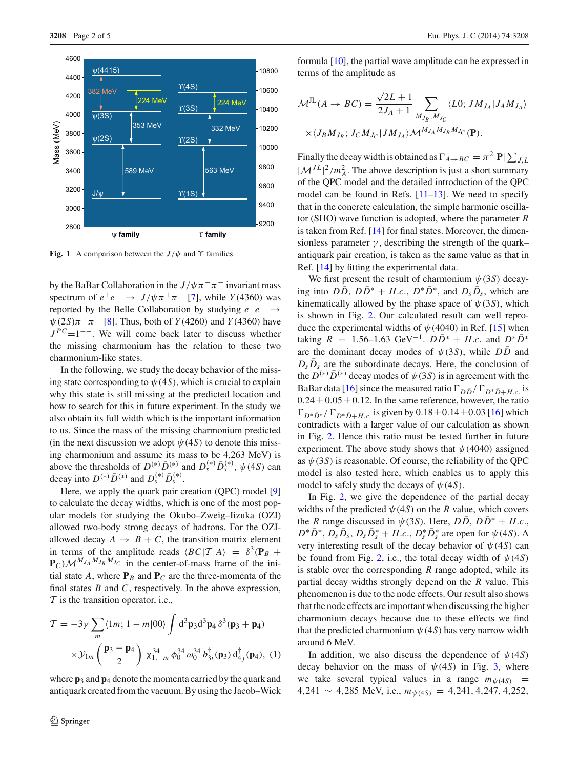Fig. 1 A comparison between the $J/\psi$ and $\Upsilon$ families

by the BaBar Collaboration in the $J/\psi\pi^+\pi^-$ invariant mass spectrum of $e^+e^- \to J/\psi\pi^+\pi^-$ [7], while $Y(4360)$ was reported by the Belle Collaboration by studying $e^+e^- \to \psi(2S)\pi^+\pi^-$ [8]. Thus, both of $Y(4260)$ and $Y(4360)$ have $J^{PC}$=$1^{--}$. We will come back later to discuss whether the missing charmonium has the relation to these two charmonium-like states.

In the following, we study the decay behavior of the missing state corresponding to $\psi(4S)$, which is crucial to explain why this state is still missing at the predicted location and how to search for this in future experiment. In the study we also obtain its full width which is the important information to us. Since the mass of the missing charmonium predicted (in the next discussion we adopt $\psi(4S)$ to denote this missing charmonium and assume its mass to be 4,263 MeV) is above the thresholds of $D^{(*)}\bar{D}^{(*)}$ and $D_s^{(*)}\bar{D}_s^{(*)}$, $\psi(4S)$ can decay into $D^{(*)}\bar{D}^{(*)}$ and $D_s^{(*)}\bar{D}_s^{(*)}$.

Here, we apply the quark pair creation (QPC) model [9] to calculate the decay widths, which is one of the most popular models for studying the Okubo–Zweig–Iizuka (OZI) allowed two-body strong decays of hadrons. For the OZI-allowed decay $A \to B + C$, the transition matrix element in terms of the amplitude reads $\langle BC|\mathcal{T}|A\rangle = \delta^3(\mathbf{P}_B + \mathbf{P}_C)\mathcal{M}^{M_{J_A}M_{J_B}M_{J_C}}$ in the center-of-mass frame of the initial state $A$, where $\mathbf{P}_B$ and $\mathbf{P}_C$ are the three-momenta of the final states $B$ and $C$, respectively. In the above expression, $\mathcal{T}$ is the transition operator, i.e.,

$$\mathcal{T} = -3\gamma\sum_m \langle 1m; 1-m|00\rangle \int \mathrm{d}^3\mathbf{p}_3\mathrm{d}^3\mathbf{p}_4\,\delta^3(\mathbf{p}_3+\mathbf{p}_4) \times\mathcal{Y}_{1m}\left(\frac{\mathbf{p}_3-\mathbf{p}_4}{2}\right)\chi^{34}_{1,-m}\,\phi^{34}_0\,\omega^{34}_0\,b^{\dagger}_{3i}(\mathbf{p}_3)\,\mathrm{d}^{\dagger}_{4j}(\mathbf{p}_4),\quad(1)$$

where $\mathbf{p}_3$ and $\mathbf{p}_4$ denote the momenta carried by the quark and antiquark created from the vacuum. By using the Jacob–Wick formula [10], the partial wave amplitude can be expressed in terms of the amplitude as

$$\mathcal{M}^{JL}(A \to BC) = \frac{\sqrt{2L+1}}{2J_A+1}\sum_{M_{J_B},M_{J_C}}\langle L0; JM_{J_A}|J_AM_{J_A}\rangle \times\langle J_BM_{J_B}; J_CM_{J_C}|JM_{J_A}\rangle\mathcal{M}^{M_{J_A}M_{J_B}M_{J_C}}(\mathbf{P}).$$

Finally the decay width is obtained as $\Gamma_{A\to BC} = \pi^2|\mathbf{P}|\sum_{J,L}|\mathcal{M}^{JL}|^2/m_A^2$. The above description is just a short summary of the QPC model and the detailed introduction of the QPC model can be found in Refs. [11–13]. We need to specify that in the concrete calculation, the simple harmonic oscillator (SHO) wave function is adopted, where the parameter $R$ is taken from Ref. [14] for final states. Moreover, the dimensionless parameter $\gamma$, describing the strength of the quark–antiquark pair creation, is taken as the same value as that in Ref. [14] by fitting the experimental data.

We first present the result of charmonium $\psi(3S)$ decaying into $D\bar{D}$, $D\bar{D}^* + H.c.$, $D^*\bar{D}^*$, and $D_s\bar{D}_s$, which are kinematically allowed by the phase space of $\psi(3S)$, which is shown in Fig. 2. Our calculated result can well reproduce the experimental widths of $\psi(4040)$ in Ref. [15] when taking $R$ = 1.56–1.63 GeV$^{-1}$. $D\bar{D}^* + H.c.$ and $D^*\bar{D}^*$ are the dominant decay modes of $\psi(3S)$, while $D\bar{D}$ and $D_s\bar{D}_s$ are the subordinate decays. Here, the conclusion of the $D^{(*)}\bar{D}^{(*)}$ decay modes of $\psi(3S)$ is in agreement with the BaBar data [16] since the measured ratio $\Gamma_{D\bar{D}}/\Gamma_{D^*\bar{D}+H.c.}$ is $0.24 \pm 0.05 \pm 0.12$. In the same reference, however, the ratio $\Gamma_{D^*\bar{D}^*}/\Gamma_{D^*\bar{D}+H.c.}$ is given by $0.18 \pm 0.14 \pm 0.03$ [16] which contradicts with a larger value of our calculation as shown in Fig. 2. Hence this ratio must be tested further in future experiment. The above study shows that $\psi(4040)$ assigned as $\psi(3S)$ is reasonable. Of course, the reliability of the QPC model is also tested here, which enables us to apply this model to safely study the decays of $\psi(4S)$.

In Fig. 2, we give the dependence of the partial decay widths of the predicted $\psi(4S)$ on the $R$ value, which covers the $R$ range discussed in $\psi(3S)$. Here, $D\bar{D}$, $D\bar{D}^* + H.c.$, $D^*\bar{D}^*$, $D_s\bar{D}_s$, $D_s\bar{D}_s^* + H.c.$, $D_s^*\bar{D}_s^*$ are open for $\psi(4S)$. A very interesting result of the decay behavior of $\psi(4S)$ can be found from Fig. 2, i.e., the total decay width of $\psi(4S)$ is stable over the corresponding $R$ range adopted, while its partial decay widths strongly depend on the $R$ value. This phenomenon is due to the node effects. Our result also shows that the node effects are important when discussing the higher charmonium decays because due to these effects we find that the predicted charmonium $\psi(4S)$ has very narrow width around 6 MeV.

In addition, we also discuss the dependence of $\psi(4S)$ decay behavior on the mass of $\psi(4S)$ in Fig. 3, where we take several typical values in a range $m_{\psi(4S)}$ = 4,241 ∼ 4,285 MeV, i.e., $m_{\psi(4S)}$ = 4,241, 4,247, 4,252,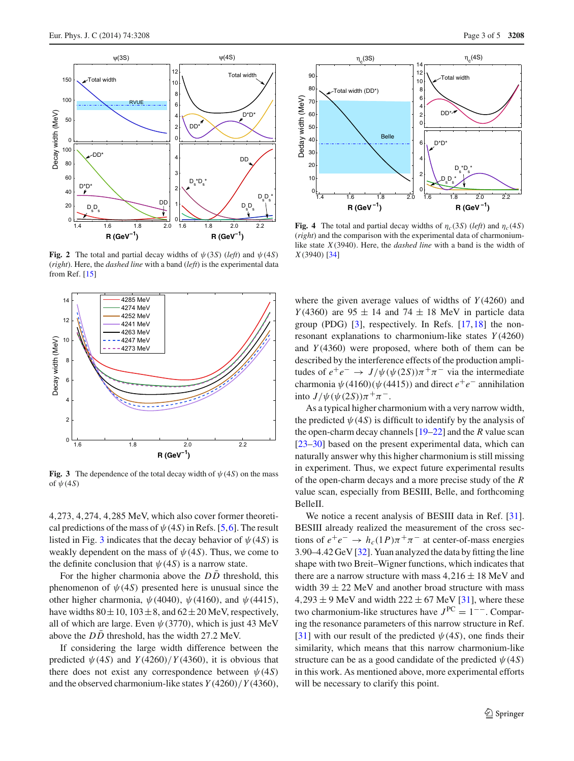Fig. 2 The total and partial decay widths of $\psi(3S)$ (*left*) and $\psi(4S)$ (*right*). Here, the *dashed line* with a band (*left*) is the experimental data from Ref. [15]

Fig. 4 The total and partial decay widths of $\eta_c(3S)$ (*left*) and $\eta_c(4S)$ (*right*) and the comparison with the experimental data of charmonium-like state $X(3940)$. Here, the *dashed line* with a band is the width of $X(3940)$ [34]

Fig. 3 The dependence of the total decay width of $\psi(4S)$ on the mass of $\psi(4S)$

4,273, 4,274, 4,285 MeV, which also cover former theoretical predictions of the mass of $\psi(4S)$ in Refs. [5,6]. The result listed in Fig. 3 indicates that the decay behavior of $\psi(4S)$ is weakly dependent on the mass of $\psi(4S)$. Thus, we come to the definite conclusion that $\psi(4S)$ is a narrow state.

For the higher charmonia above the $D\bar{D}$ threshold, this phenomenon of $\psi(4S)$ presented here is unusual since the other higher charmonia, $\psi(4040)$, $\psi(4160)$, and $\psi(4415)$, have widths $80 \pm 10$, $103 \pm 8$, and $62 \pm 20$ MeV, respectively, all of which are large. Even $\psi(3770)$, which is just 43 MeV above the $D\bar{D}$ threshold, has the width 27.2 MeV.

If considering the large width difference between the predicted $\psi(4S)$ and $Y(4260)/Y(4360)$, it is obvious that there does not exist any correspondence between $\psi(4S)$ and the observed charmonium-like states $Y(4260)/Y(4360)$, where the given average values of widths of $Y(4260)$ and $Y(4360)$ are $95 \pm 14$ and $74 \pm 18$ MeV in particle data group (PDG) [3], respectively. In Refs. [17,18] the non-resonant explanations to charmonium-like states $Y(4260)$ and $Y(4360)$ were proposed, where both of them can be described by the interference effects of the production amplitudes of $e^+e^- \to J/\psi(\psi(2S))\pi^+\pi^-$ via the intermediate charmonia $\psi(4160)(\psi(4415))$ and direct $e^+e^-$ annihilation into $J/\psi(\psi(2S))\pi^+\pi^-$.

As a typical higher charmonium with a very narrow width, the predicted $\psi(4S)$ is difficult to identify by the analysis of the open-charm decay channels [19–22] and the $R$ value scan [23–30] based on the present experimental data, which can naturally answer why this higher charmonium is still missing in experiment. Thus, we expect future experimental results of the open-charm decays and a more precise study of the $R$ value scan, especially from BESIII, Belle, and forthcoming BelleII.

We notice a recent analysis of BESIII data in Ref. [31]. BESIII already realized the measurement of the cross sections of $e^+e^- \to h_c(1P)\pi^+\pi^-$ at center-of-mass energies 3.90–4.42 GeV [32]. Yuan analyzed the data by fitting the line shape with two Breit–Wigner functions, which indicates that there are a narrow structure with mass $4{,}216 \pm 18$ MeV and width $39 \pm 22$ MeV and another broad structure with mass $4{,}293 \pm 9$ MeV and width $222 \pm 67$ MeV [31], where these two charmonium-like structures have $J^{PC} = 1^{--}$. Comparing the resonance parameters of this narrow structure in Ref. [31] with our result of the predicted $\psi(4S)$, one finds their similarity, which means that this narrow charmonium-like structure can be as a good candidate of the predicted $\psi(4S)$ in this work. As mentioned above, more experimental efforts will be necessary to clarify this point.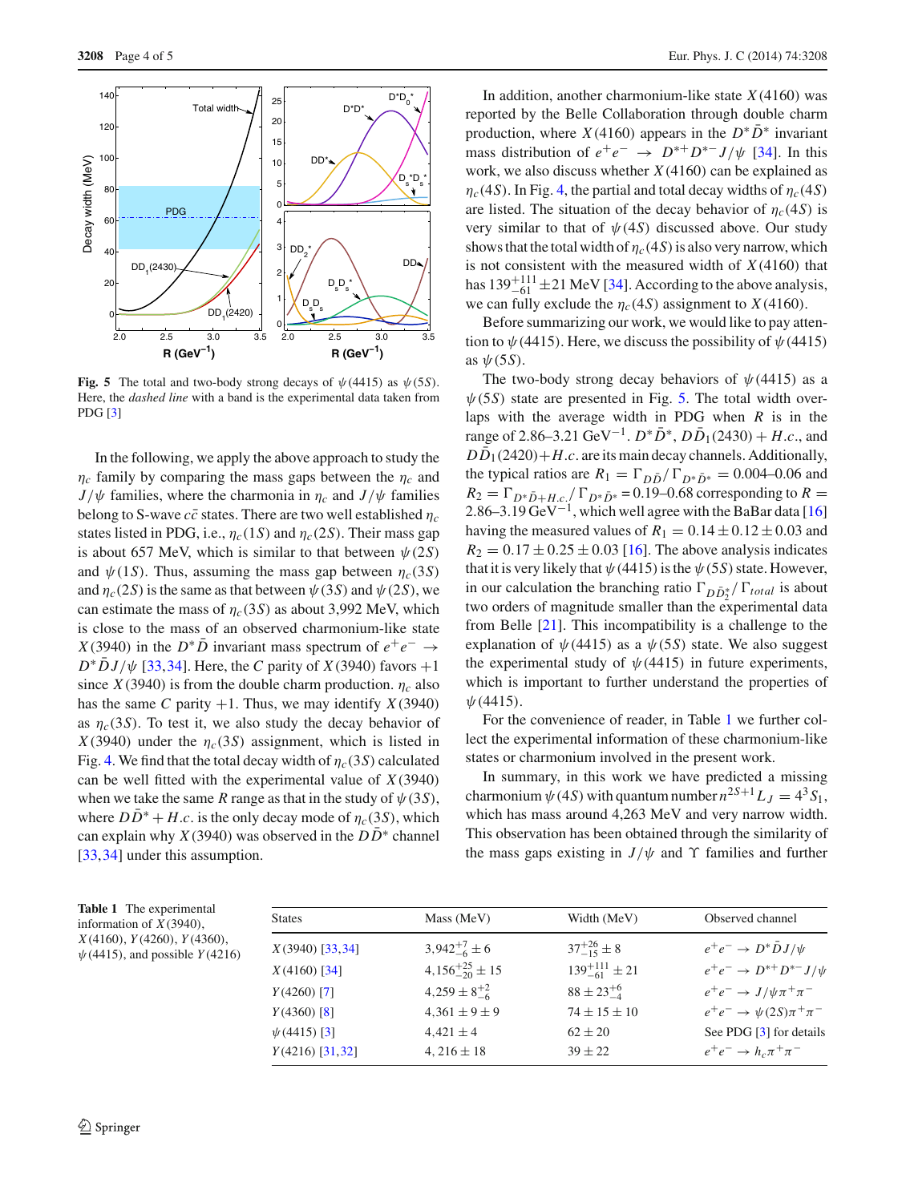**Fig. 5** The total and two-body strong decays of $\psi(4415)$ as $\psi(5S)$. Here, the *dashed line* with a band is the experimental data taken from PDG [3]

In the following, we apply the above approach to study the $\eta_c$ family by comparing the mass gaps between the $\eta_c$ and $J/\psi$ families, where the charmonia in $\eta_c$ and $J/\psi$ families belong to S-wave $c\bar{c}$ states. There are two well established $\eta_c$ states listed in PDG, i.e., $\eta_c(1S)$ and $\eta_c(2S)$. Their mass gap is about 657 MeV, which is similar to that between $\psi(2S)$ and $\psi(1S)$. Thus, assuming the mass gap between $\eta_c(3S)$ and $\eta_c(2S)$ is the same as that between $\psi(3S)$ and $\psi(2S)$, we can estimate the mass of $\eta_c(3S)$ as about 3,992 MeV, which is close to the mass of an observed charmonium-like state $X(3940)$ in the $D^*\bar{D}$ invariant mass spectrum of $e^+e^- \to D^*\bar{D}J/\psi$ [33,34]. Here, the $C$ parity of $X(3940)$ favors $+1$ since $X(3940)$ is from the double charm production. $\eta_c$ also has the same $C$ parity $+1$. Thus, we may identify $X(3940)$ as $\eta_c(3S)$. To test it, we also study the decay behavior of $X(3940)$ under the $\eta_c(3S)$ assignment, which is listed in Fig. 4. We find that the total decay width of $\eta_c(3S)$ calculated can be well fitted with the experimental value of $X(3940)$ when we take the same $R$ range as that in the study of $\psi(3S)$, where $D\bar{D}^* + H.c.$ is the only decay mode of $\eta_c(3S)$, which can explain why $X(3940)$ was observed in the $D\bar{D}^*$ channel [33,34] under this assumption.

In addition, another charmonium-like state $X(4160)$ was reported by the Belle Collaboration through double charm production, where $X(4160)$ appears in the $D^*\bar{D}^*$ invariant mass distribution of $e^+e^- \to D^{*+}D^{*-}J/\psi$ [34]. In this work, we also discuss whether $X(4160)$ can be explained as $\eta_c(4S)$. In Fig. 4, the partial and total decay widths of $\eta_c(4S)$ are listed. The situation of the decay behavior of $\eta_c(4S)$ is very similar to that of $\psi(4S)$ discussed above. Our study shows that the total width of $\eta_c(4S)$ is also very narrow, which is not consistent with the measured width of $X(4160)$ that has $139^{+111}_{-61} \pm 21$ MeV [34]. According to the above analysis, we can fully exclude the $\eta_c(4S)$ assignment to $X(4160)$.

Before summarizing our work, we would like to pay attention to $\psi(4415)$. Here, we discuss the possibility of $\psi(4415)$ as $\psi(5S)$.

The two-body strong decay behaviors of $\psi(4415)$ as a $\psi(5S)$ state are presented in Fig. 5. The total width overlaps with the average width in PDG when $R$ is in the range of 2.86–3.21 GeV$^{-1}$. $D^*\bar{D}^*$, $D\bar{D}_1(2430) + H.c.$, and $D\bar{D}_1(2420)+H.c.$ are its main decay channels. Additionally, the typical ratios are $R_1 = \Gamma_{D\bar{D}}/\Gamma_{D^*\bar{D}^*} = 0.004$–$0.06$ and $R_2 = \Gamma_{D^*\bar{D}+H.c.}/\Gamma_{D^*\bar{D}^*} = 0.19$–$0.68$ corresponding to $R =$ 2.86–3.19 GeV$^{-1}$, which well agree with the BaBar data [16] having the measured values of $R_1 = 0.14 \pm 0.12 \pm 0.03$ and $R_2 = 0.17 \pm 0.25 \pm 0.03$ [16]. The above analysis indicates that it is very likely that $\psi(4415)$ is the $\psi(5S)$ state. However, in our calculation the branching ratio $\Gamma_{D\bar{D}_2^*}/\Gamma_{total}$ is about two orders of magnitude smaller than the experimental data from Belle [21]. This incompatibility is a challenge to the explanation of $\psi(4415)$ as a $\psi(5S)$ state. We also suggest the experimental study of $\psi(4415)$ in future experiments, which is important to further understand the properties of $\psi(4415)$.

For the convenience of reader, in Table 1 we further collect the experimental information of these charmonium-like states or charmonium involved in the present work.

In summary, in this work we have predicted a missing charmonium $\psi(4S)$ with quantum number $n^{2S+1}L_J = 4^3S_1$, which has mass around 4,263 MeV and very narrow width. This observation has been obtained through the similarity of the mass gaps existing in $J/\psi$ and $\Upsilon$ families and further

**Table 1** The experimental information of $X(3940)$, $X(4160)$, $Y(4260)$, $Y(4360)$, $\psi(4415)$, and possible $Y(4216)$

| States | Mass (MeV) | Width (MeV) | Observed channel |
|---|---|---|---|
| $X(3940)$ [33,34] | $3{,}942^{+7}_{-6} \pm 6$ | $37^{+26}_{-15} \pm 8$ | $e^+e^- \to D^*\bar{D}J/\psi$ |
| $X(4160)$ [34] | $4{,}156^{+25}_{-20} \pm 15$ | $139^{+111}_{-61} \pm 21$ | $e^+e^- \to D^{*+}D^{*-}J/\psi$ |
| $Y(4260)$ [7] | $4{,}259 \pm 8^{+2}_{-6}$ | $88 \pm 23^{+6}_{-4}$ | $e^+e^- \to J/\psi\pi^+\pi^-$ |
| $Y(4360)$ [8] | $4{,}361 \pm 9 \pm 9$ | $74 \pm 15 \pm 10$ | $e^+e^- \to \psi(2S)\pi^+\pi^-$ |
| $\psi(4415)$ [3] | $4{,}421 \pm 4$ | $62 \pm 20$ | See PDG [3] for details |
| $Y(4216)$ [31,32] | $4,216 \pm 18$ | $39 \pm 22$ | $e^+e^- \to h_c\pi^+\pi^-$ |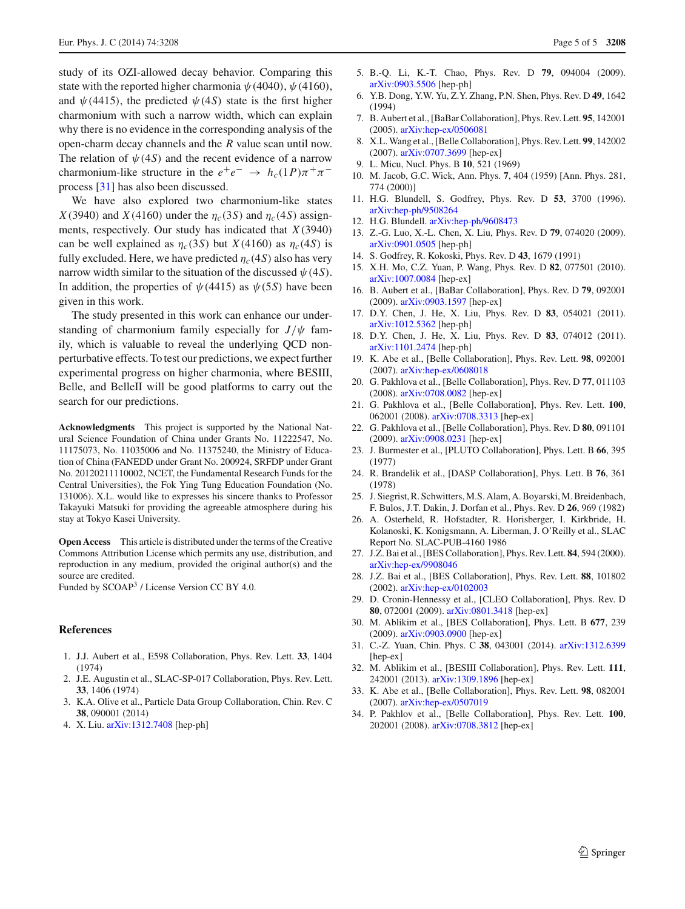study of its OZI-allowed decay behavior. Comparing this state with the reported higher charmonia $\psi(4040)$, $\psi(4160)$, and $\psi(4415)$, the predicted $\psi(4S)$ state is the first higher charmonium with such a narrow width, which can explain why there is no evidence in the corresponding analysis of the open-charm decay channels and the $R$ value scan until now. The relation of $\psi(4S)$ and the recent evidence of a narrow charmonium-like structure in the $e^+e^- \to h_c(1P)\pi^+\pi^-$ process [31] has also been discussed.

We have also explored two charmonium-like states $X(3940)$ and $X(4160)$ under the $\eta_c(3S)$ and $\eta_c(4S)$ assignments, respectively. Our study has indicated that $X(3940)$ can be well explained as $\eta_c(3S)$ but $X(4160)$ as $\eta_c(4S)$ is fully excluded. Here, we have predicted $\eta_c(4S)$ also has very narrow width similar to the situation of the discussed $\psi(4S)$. In addition, the properties of $\psi(4415)$ as $\psi(5S)$ have been given in this work.

The study presented in this work can enhance our understanding of charmonium family especially for $J/\psi$ family, which is valuable to reveal the underlying QCD non-perturbative effects. To test our predictions, we expect further experimental progress on higher charmonia, where BESIII, Belle, and BelleII will be good platforms to carry out the search for our predictions.

**Acknowledgments** This project is supported by the National Natural Science Foundation of China under Grants No. 11222547, No. 11175073, No. 11035006 and No. 11375240, the Ministry of Education of China (FANEDD under Grant No. 200924, SRFDP under Grant No. 20120211110002, NCET, the Fundamental Research Funds for the Central Universities), the Fok Ying Tung Education Foundation (No. 131006). X.L. would like to expresses his sincere thanks to Professor Takayuki Matsuki for providing the agreeable atmosphere during his stay at Tokyo Kasei University.

**Open Access** This article is distributed under the terms of the Creative Commons Attribution License which permits any use, distribution, and reproduction in any medium, provided the original author(s) and the source are credited.
Funded by SCOAP[3] / License Version CC BY 4.0.

## References

1. J.J. Aubert et al., E598 Collaboration, Phys. Rev. Lett. **33**, 1404 (1974)
2. J.E. Augustin et al., SLAC-SP-017 Collaboration, Phys. Rev. Lett. **33**, 1406 (1974)
3. K.A. Olive et al., Particle Data Group Collaboration, Chin. Phys. C **38**, 090001 (2014)
4. X. Liu. arXiv:1312.7408 [hep-ph]
5. B.-Q. Li, K.-T. Chao, Phys. Rev. D **79**, 094004 (2009). arXiv:0903.5506 [hep-ph]
6. Y.B. Dong, Y.W. Yu, Z.Y. Zhang, P.N. Shen, Phys. Rev. D **49**, 1642 (1994)
7. B. Aubert et al., [BaBar Collaboration], Phys. Rev. Lett. **95**, 142001 (2005). arXiv:hep-ex/0506081
8. X.L. Wang et al., [Belle Collaboration], Phys. Rev. Lett. **99**, 142002 (2007). arXiv:0707.3699 [hep-ex]
9. L. Micu, Nucl. Phys. B **10**, 521 (1969)
10. M. Jacob, G.C. Wick, Ann. Phys. **7**, 404 (1959) [Ann. Phys. 281, 774 (2000)]
11. H.G. Blundell, S. Godfrey, Phys. Rev. D **53**, 3700 (1996). arXiv:hep-ph/9508264
12. H.G. Blundell. arXiv:hep-ph/9608473
13. Z.-G. Luo, X.-L. Chen, X. Liu, Phys. Rev. D **79**, 074020 (2009). arXiv:0901.0505 [hep-ph]
14. S. Godfrey, R. Kokoski, Phys. Rev. D **43**, 1679 (1991)
15. X.H. Mo, C.Z. Yuan, P. Wang, Phys. Rev. D **82**, 077501 (2010). arXiv:1007.0084 [hep-ex]
16. B. Aubert et al., [BaBar Collaboration], Phys. Rev. D **79**, 092001 (2009). arXiv:0903.1597 [hep-ex]
17. D.Y. Chen, J. He, X. Liu, Phys. Rev. D **83**, 054021 (2011). arXiv:1012.5362 [hep-ph]
18. D.Y. Chen, J. He, X. Liu, Phys. Rev. D **83**, 074012 (2011). arXiv:1101.2474 [hep-ph]
19. K. Abe et al., [Belle Collaboration], Phys. Rev. Lett. **98**, 092001 (2007). arXiv:hep-ex/0608018
20. G. Pakhlova et al., [Belle Collaboration], Phys. Rev. D **77**, 011103 (2008). arXiv:0708.0082 [hep-ex]
21. G. Pakhlova et al., [Belle Collaboration], Phys. Rev. Lett. **100**, 062001 (2008). arXiv:0708.3313 [hep-ex]
22. G. Pakhlova et al., [Belle Collaboration], Phys. Rev. D **80**, 091101 (2009). arXiv:0908.0231 [hep-ex]
23. J. Burmester et al., [PLUTO Collaboration], Phys. Lett. B **66**, 395 (1977)
24. R. Brandelik et al., [DASP Collaboration], Phys. Lett. B **76**, 361 (1978)
25. J. Siegrist, R. Schwitters, M.S. Alam, A. Boyarski, M. Breidenbach, F. Bulos, J.T. Dakin, J. Dorfan et al., Phys. Rev. D **26**, 969 (1982)
26. A. Osterheld, R. Hofstadter, R. Horisberger, I. Kirkbride, H. Kolanoski, K. Konigsmann, A. Liberman, J. O'Reilly et al., SLAC Report No. SLAC-PUB-4160 1986
27. J.Z. Bai et al., [BES Collaboration], Phys. Rev. Lett. **84**, 594 (2000). arXiv:hep-ex/9908046
28. J.Z. Bai et al., [BES Collaboration], Phys. Rev. Lett. **88**, 101802 (2002). arXiv:hep-ex/0102003
29. D. Cronin-Hennessy et al., [CLEO Collaboration], Phys. Rev. D **80**, 072001 (2009). arXiv:0801.3418 [hep-ex]
30. M. Ablikim et al., [BES Collaboration], Phys. Lett. B **677**, 239 (2009). arXiv:0903.0900 [hep-ex]
31. C.-Z. Yuan, Chin. Phys. C **38**, 043001 (2014). arXiv:1312.6399 [hep-ex]
32. M. Ablikim et al., [BESIII Collaboration], Phys. Rev. Lett. **111**, 242001 (2013). arXiv:1309.1896 [hep-ex]
33. K. Abe et al., [Belle Collaboration], Phys. Rev. Lett. **98**, 082001 (2007). arXiv:hep-ex/0507019
34. P. Pakhlov et al., [Belle Collaboration], Phys. Rev. Lett. **100**, 202001 (2008). arXiv:0708.3812 [hep-ex]